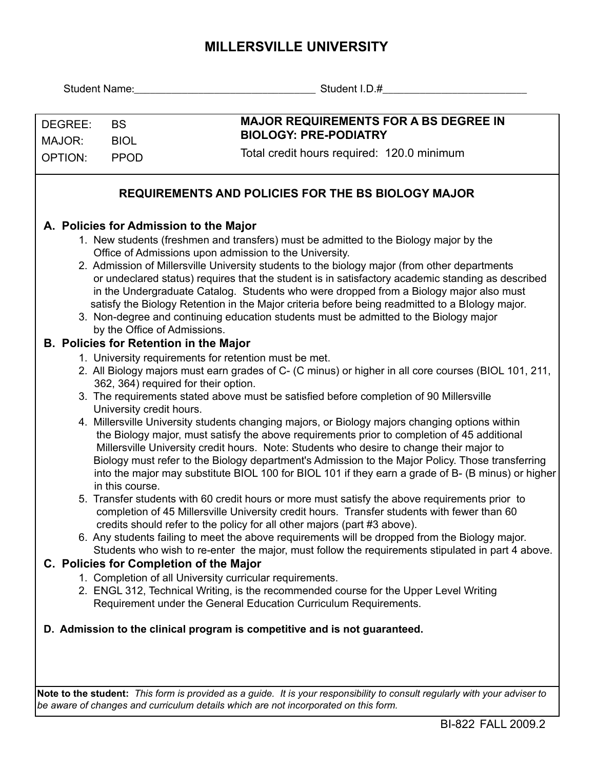# MILLERSVILLE UNIVERSITY

Student Name:______________________________ Student I.D.#________________________

| DEGREE: | BS | **MAJOR REQUIREMENTS FOR A BS DEGREE IN BIOLOGY: PRE-PODIATRY** |
|---|---|---|
| MAJOR: | BIOL | Total credit hours required: 120.0 minimum |
| OPTION: | PPOD | |

## REQUIREMENTS AND POLICIES FOR THE BS BIOLOGY MAJOR

### A. Policies for Admission to the Major

1. New students (freshmen and transfers) must be admitted to the Biology major by the Office of Admissions upon admission to the University.
2. Admission of Millersville University students to the biology major (from other departments or undeclared status) requires that the student is in satisfactory academic standing as described in the Undergraduate Catalog. Students who were dropped from a Biology major also must satisfy the Biology Retention in the Major criteria before being readmitted to a BIology major.
3. Non-degree and continuing education students must be admitted to the Biology major by the Office of Admissions.

### B. Policies for Retention in the Major

1. University requirements for retention must be met.
2. All Biology majors must earn grades of C- (C minus) or higher in all core courses (BIOL 101, 211, 362, 364) required for their option.
3. The requirements stated above must be satisfied before completion of 90 Millersville University credit hours.
4. Millersville University students changing majors, or Biology majors changing options within the Biology major, must satisfy the above requirements prior to completion of 45 additional Millersville University credit hours. Note: Students who desire to change their major to Biology must refer to the Biology department's Admission to the Major Policy. Those transferring into the major may substitute BIOL 100 for BIOL 101 if they earn a grade of B- (B minus) or higher in this course.
5. Transfer students with 60 credit hours or more must satisfy the above requirements prior to completion of 45 Millersville University credit hours. Transfer students with fewer than 60 credits should refer to the policy for all other majors (part #3 above).
6. Any students failing to meet the above requirements will be dropped from the Biology major. Students who wish to re-enter the major, must follow the requirements stipulated in part 4 above.

### C. Policies for Completion of the Major

1. Completion of all University curricular requirements.
2. ENGL 312, Technical Writing, is the recommended course for the Upper Level Writing Requirement under the General Education Curriculum Requirements.

### D. Admission to the clinical program is competitive and is not guaranteed.

**Note to the student:** *This form is provided as a guide. It is your responsibility to consult regularly with your adviser to be aware of changes and curriculum details which are not incorporated on this form.*

BI-822 FALL 2009.2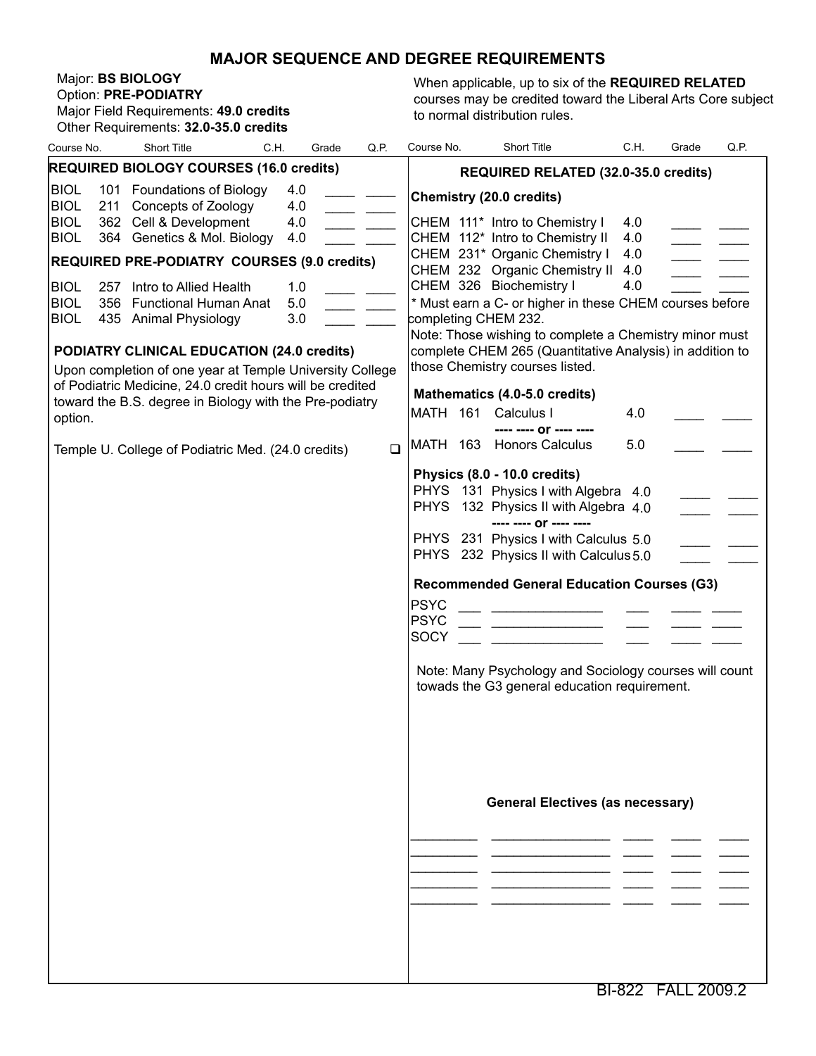# MAJOR SEQUENCE AND DEGREE REQUIREMENTS

Major: **BS BIOLOGY**
Option: **PRE-PODIATRY**
Major Field Requirements: **49.0 credits**
Other Requirements: **32.0-35.0 credits**

When applicable, up to six of the **REQUIRED RELATED** courses may be credited toward the Liberal Arts Core subject to normal distribution rules.

## REQUIRED BIOLOGY COURSES (16.0 credits)

| Course No. | | Short Title | C.H. | Grade | Q.P. |
|---|---|---|---|---|---|
| BIOL | 101 | Foundations of Biology | 4.0 | ____ | ____ |
| BIOL | 211 | Concepts of Zoology | 4.0 | ____ | ____ |
| BIOL | 362 | Cell & Development | 4.0 | ____ | ____ |
| BIOL | 364 | Genetics & Mol. Biology | 4.0 | ____ | ____ |

## REQUIRED PRE-PODIATRY COURSES (9.0 credits)

| Course No. | | Short Title | C.H. | Grade | Q.P. |
|---|---|---|---|---|---|
| BIOL | 257 | Intro to Allied Health | 1.0 | ____ | ____ |
| BIOL | 356 | Functional Human Anat | 5.0 | ____ | ____ |
| BIOL | 435 | Animal Physiology | 3.0 | ____ | ____ |

## PODIATRY CLINICAL EDUCATION (24.0 credits)

Upon completion of one year at Temple University College of Podiatric Medicine, 24.0 credit hours will be credited toward the B.S. degree in Biology with the Pre-podiatry option.

Temple U. College of Podiatric Med. (24.0 credits) ☐

## REQUIRED RELATED (32.0-35.0 credits)

### Chemistry (20.0 credits)

| Course No. | | Short Title | C.H. | Grade | Q.P. |
|---|---|---|---|---|---|
| CHEM | 111* | Intro to Chemistry I | 4.0 | ____ | ____ |
| CHEM | 112* | Intro to Chemistry II | 4.0 | ____ | ____ |
| CHEM | 231* | Organic Chemistry I | 4.0 | ____ | ____ |
| CHEM | 232 | Organic Chemistry II | 4.0 | ____ | ____ |
| CHEM | 326 | Biochemistry I | 4.0 | ____ | ____ |

* Must earn a C- or higher in these CHEM courses before completing CHEM 232.

Note: Those wishing to complete a Chemistry minor must complete CHEM 265 (Quantitative Analysis) in addition to those Chemistry courses listed.

### Mathematics (4.0-5.0 credits)

| Course No. | | Short Title | C.H. | Grade | Q.P. |
|---|---|---|---|---|---|
| MATH | 161 | Calculus I | 4.0 | ____ | ____ |
| | | ---- ---- or ---- ---- | | | |
| MATH | 163 | Honors Calculus | 5.0 | ____ | ____ |

### Physics (8.0 - 10.0 credits)

| Course No. | | Short Title | C.H. | Grade | Q.P. |
|---|---|---|---|---|---|
| PHYS | 131 | Physics I with Algebra | 4.0 | ____ | ____ |
| PHYS | 132 | Physics II with Algebra | 4.0 | ____ | ____ |
| | | ---- ---- or ---- ---- | | | |
| PHYS | 231 | Physics I with Calculus | 5.0 | ____ | ____ |
| PHYS | 232 | Physics II with Calculus | 5.0 | ____ | ____ |

### Recommended General Education Courses (G3)

| Course No. | | Short Title | C.H. | Grade | Q.P. |
|---|---|---|---|---|---|
| PSYC | ___ | _______________ | ___ | ____ | ____ |
| PSYC | ___ | _______________ | ___ | ____ | ____ |
| SOCY | ___ | _______________ | ___ | ____ | ____ |

Note: Many Psychology and Sociology courses will count towads the G3 general education requirement.

### General Electives (as necessary)

| Course No. | Short Title | C.H. | Grade | Q.P. |
|---|---|---|---|---|
| _________ | ________________ | ____ | ____ | ____ |
| _________ | ________________ | ____ | ____ | ____ |
| _________ | ________________ | ____ | ____ | ____ |
| _________ | ________________ | ____ | ____ | ____ |
| _________ | ________________ | ____ | ____ | ____ |

BI-822 FALL 2009.2